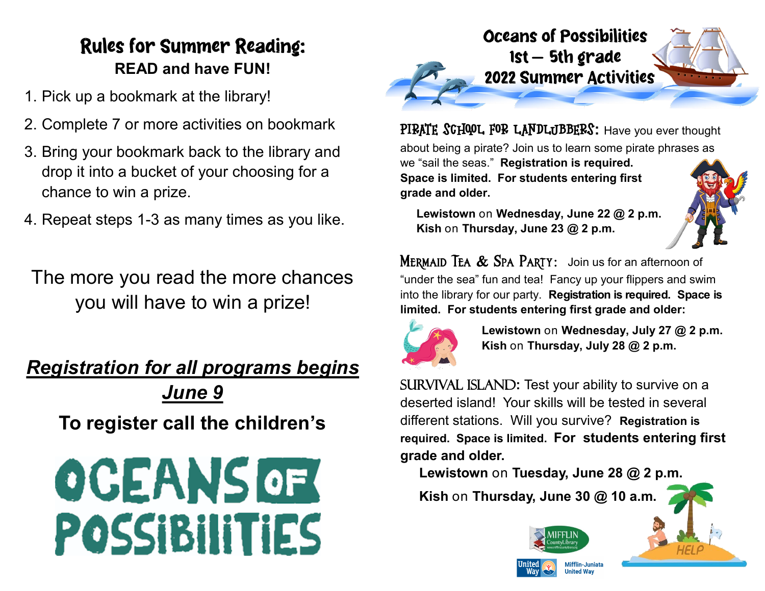# Rules for Summer Reading:

**READ and have FUN!**

1. Pick up a bookmark at the library!
2. Complete 7 or more activities on bookmark
3. Bring your bookmark back to the library and drop it into a bucket of your choosing for a chance to win a prize.
4. Repeat steps 1-3 as many times as you like.

The more you read the more chances you will have to win a prize!

***Registration for all programs begins June 9***

**To register call the children's**

OCEANS OF POSSIBILITIES

# Oceans of Possibilities 1st – 5th grade 2022 Summer Activities

**PIRATE SCHOOL FOR LANDLUBBERS:** Have you ever thought about being a pirate? Join us to learn some pirate phrases as we "sail the seas." **Registration is required. Space is limited. For students entering first grade and older.**

**Lewistown** on **Wednesday, June 22 @ 2 p.m.**
**Kish** on **Thursday, June 23 @ 2 p.m.**

**MERMAID TEA & SPA PARTY:** Join us for an afternoon of "under the sea" fun and tea! Fancy up your flippers and swim into the library for our party. **Registration is required. Space is limited. For students entering first grade and older:**

**Lewistown** on **Wednesday, July 27 @ 2 p.m.**
**Kish** on **Thursday, July 28 @ 2 p.m.**

**SURVIVAL ISLAND:** Test your ability to survive on a deserted island! Your skills will be tested in several different stations. Will you survive? **Registration is required. Space is limited. For students entering first grade and older.**

**Lewistown** on **Tuesday, June 28 @ 2 p.m.**

**Kish** on **Thursday, June 30 @ 10 a.m.**

MIFFLIN County Library

United Way — Mifflin-Juniata United Way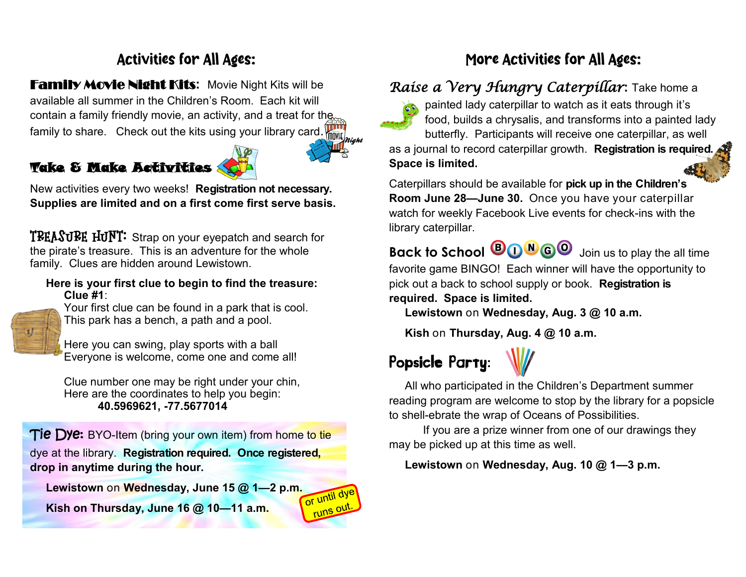## Activities for All Ages:

**Family Movie Night Kits:** Movie Night Kits will be available all summer in the Children's Room. Each kit will contain a family friendly movie, an activity, and a treat for the family to share. Check out the kits using your library card.

**Take & Make Activities**

New activities every two weeks! **Registration not necessary. Supplies are limited and on a first come first serve basis.**

**TREASURE HUNT:** Strap on your eyepatch and search for the pirate's treasure. This is an adventure for the whole family. Clues are hidden around Lewistown.

**Here is your first clue to begin to find the treasure:**

**Clue #1**:
Your first clue can be found in a park that is cool.
This park has a bench, a path and a pool.

Here you can swing, play sports with a ball
Everyone is welcome, come one and come all!

Clue number one may be right under your chin,
Here are the coordinates to help you begin:
**40.5969621, -77.5677014**

**Tie Dye:** BYO-Item (bring your own item) from home to tie dye at the library. **Registration required. Once registered, drop in anytime during the hour.**

**Lewistown** on **Wednesday, June 15 @ 1—2 p.m.**

**Kish on Thursday, June 16 @ 10—11 a.m.**

or until dye runs out.

## More Activities for All Ages:

***Raise a Very Hungry Caterpillar*:** Take home a painted lady caterpillar to watch as it eats through it's food, builds a chrysalis, and transforms into a painted lady butterfly. Participants will receive one caterpillar, as well as a journal to record caterpillar growth. **Registration is required. Space is limited.**

Caterpillars should be available for **pick up in the Children's Room June 28—June 30.** Once you have your caterpillar watch for weekly Facebook Live events for check-ins with the library caterpillar.

**Back to School BINGO** Join us to play the all time favorite game BINGO! Each winner will have the opportunity to pick out a back to school supply or book. **Registration is required. Space is limited.**

**Lewistown** on **Wednesday, Aug. 3 @ 10 a.m.**

**Kish** on **Thursday, Aug. 4 @ 10 a.m.**

**Popsicle Party:**

All who participated in the Children's Department summer reading program are welcome to stop by the library for a popsicle to shell-ebrate the wrap of Oceans of Possibilities.

If you are a prize winner from one of our drawings they may be picked up at this time as well.

**Lewistown** on **Wednesday, Aug. 10 @ 1—3 p.m.**